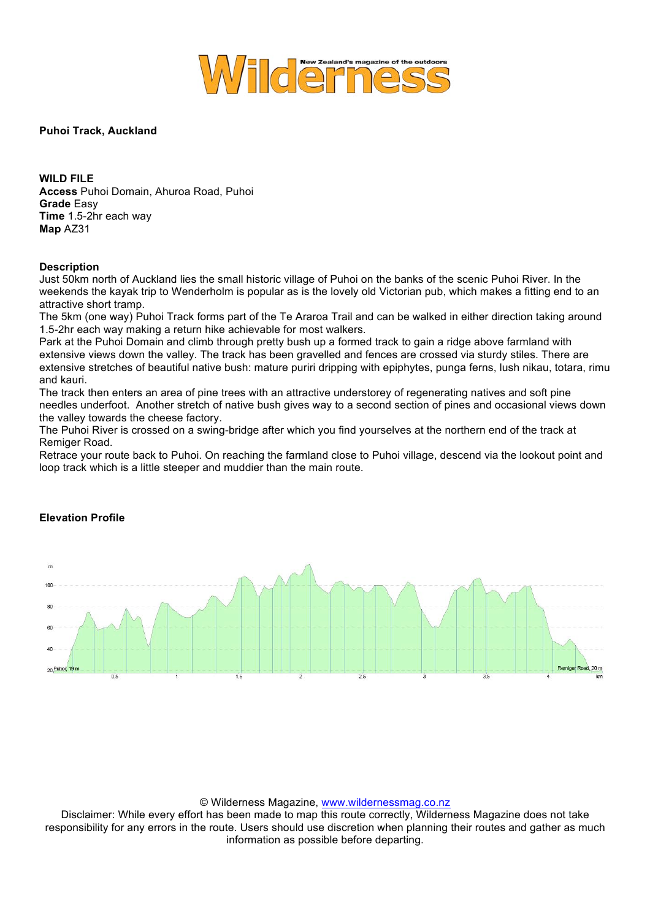**Puhoi Track, Auckland**

**WILD FILE**
**Access** Puhoi Domain, Ahuroa Road, Puhoi
**Grade** Easy
**Time** 1.5-2hr each way
**Map** AZ31

**Description**

Just 50km north of Auckland lies the small historic village of Puhoi on the banks of the scenic Puhoi River. In the weekends the kayak trip to Wenderholm is popular as is the lovely old Victorian pub, which makes a fitting end to an attractive short tramp.

The 5km (one way) Puhoi Track forms part of the Te Araroa Trail and can be walked in either direction taking around 1.5-2hr each way making a return hike achievable for most walkers.

Park at the Puhoi Domain and climb through pretty bush up a formed track to gain a ridge above farmland with extensive views down the valley. The track has been gravelled and fences are crossed via sturdy stiles. There are extensive stretches of beautiful native bush: mature puriri dripping with epiphytes, punga ferns, lush nikau, totara, rimu and kauri.

The track then enters an area of pine trees with an attractive understorey of regenerating natives and soft pine needles underfoot. Another stretch of native bush gives way to a second section of pines and occasional views down the valley towards the cheese factory.

The Puhoi River is crossed on a swing-bridge after which you find yourselves at the northern end of the track at Remiger Road.

Retrace your route back to Puhoi. On reaching the farmland close to Puhoi village, descend via the lookout point and loop track which is a little steeper and muddier than the main route.

**Elevation Profile**

© Wilderness Magazine, www.wildernessmag.co.nz

Disclaimer: While every effort has been made to map this route correctly, Wilderness Magazine does not take responsibility for any errors in the route. Users should use discretion when planning their routes and gather as much information as possible before departing.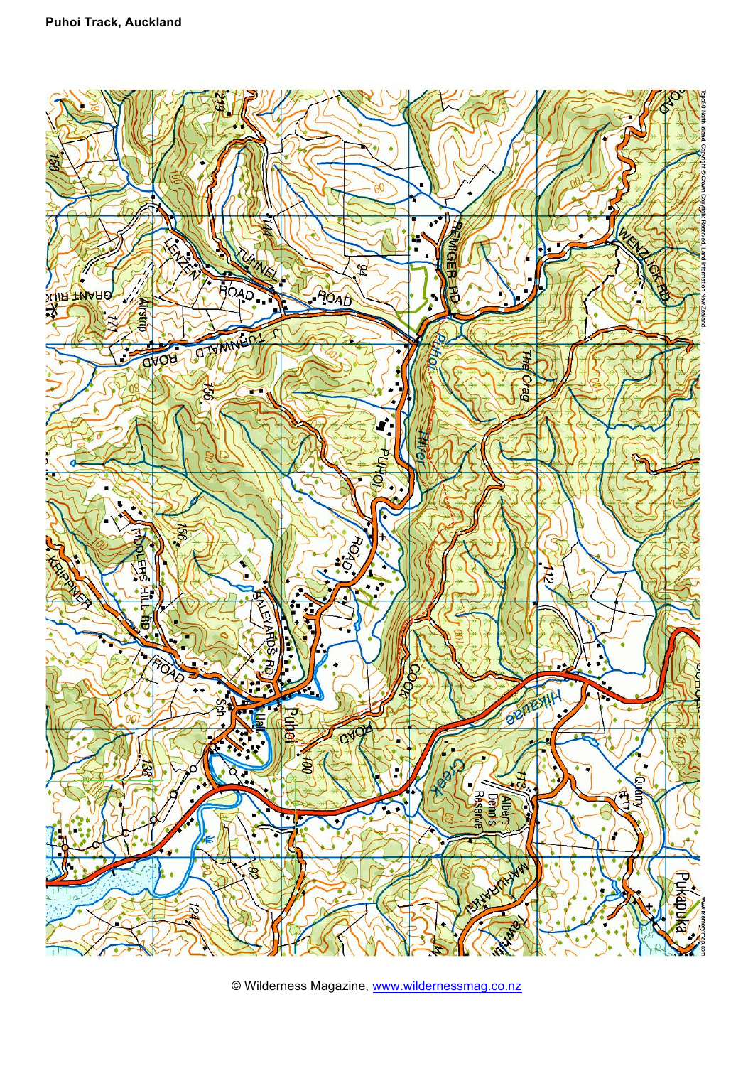**Puhoi Track, Auckland**

© Wilderness Magazine, www.wildernessmag.co.nz